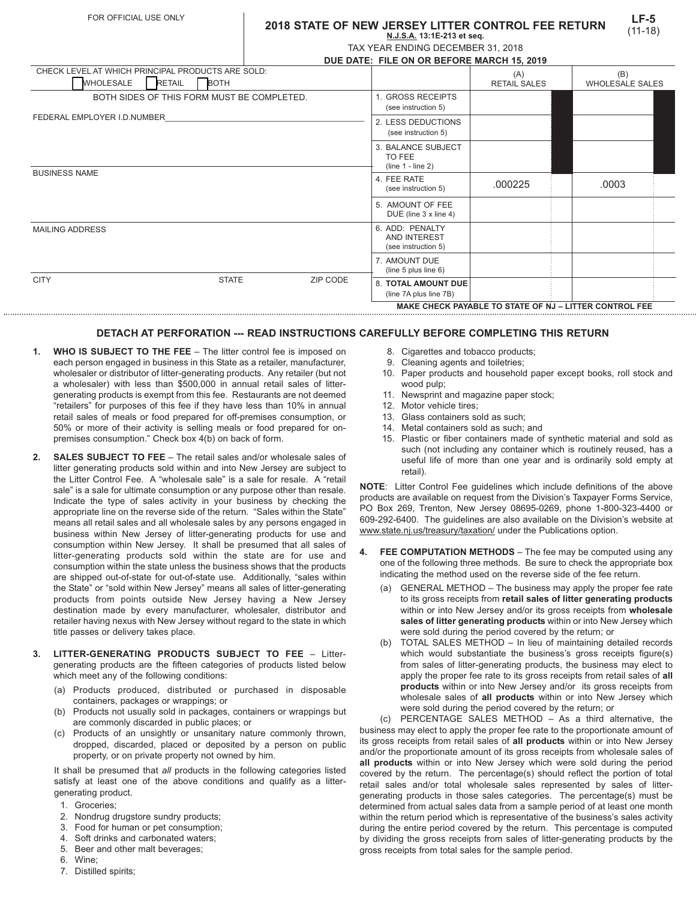FOR OFFICIAL USE ONLY

# 2018 STATE OF NEW JERSEY LITTER CONTROL FEE RETURN

**N.J.S.A. 13:1E-213 et seq.**

**LF-5** (11-18)

TAX YEAR ENDING DECEMBER 31, 2018

**DUE DATE: FILE ON OR BEFORE MARCH 15, 2019**

CHECK LEVEL AT WHICH PRINCIPAL PRODUCTS ARE SOLD:

☐ WHOLESALE ☐ RETAIL ☐ BOTH

BOTH SIDES OF THIS FORM MUST BE COMPLETED.

FEDERAL EMPLOYER I.D.NUMBER______________________________

BUSINESS NAME

MAILING ADDRESS

CITY | STATE | ZIP CODE

| | (A) RETAIL SALES | (B) WHOLESALE SALES |
|---|---|---|
| 1. GROSS RECEIPTS (see instruction 5) | | |
| 2. LESS DEDUCTIONS (see instruction 5) | | |
| 3. BALANCE SUBJECT TO FEE (line 1 - line 2) | | |
| 4. FEE RATE (see instruction 5) | .000225 | .0003 |
| 5. AMOUNT OF FEE DUE (line 3 x line 4) | | |
| 6. ADD: PENALTY AND INTEREST (see instruction 5) | | |
| 7. AMOUNT DUE (line 5 plus line 6) | | |
| 8. **TOTAL AMOUNT DUE** (line 7A plus line 7B) | | |

**MAKE CHECK PAYABLE TO STATE OF NJ – LITTER CONTROL FEE**

## DETACH AT PERFORATION --- READ INSTRUCTIONS CAREFULLY BEFORE COMPLETING THIS RETURN

1. **WHO IS SUBJECT TO THE FEE** – The litter control fee is imposed on each person engaged in business in this State as a retailer, manufacturer, wholesaler or distributor of litter-generating products. Any retailer (but not a wholesaler) with less than $500,000 in annual retail sales of litter-generating products is exempt from this fee. Restaurants are not deemed "retailers" for purposes of this fee if they have less than 10% in annual retail sales of meals or food prepared for off-premises consumption, or 50% or more of their activity is selling meals or food prepared for on-premises consumption." Check box 4(b) on back of form.

2. **SALES SUBJECT TO FEE** – The retail sales and/or wholesale sales of litter generating products sold within and into New Jersey are subject to the Litter Control Fee. A "wholesale sale" is a sale for resale. A "retail sale" is a sale for ultimate consumption or any purpose other than resale. Indicate the type of sales activity in your business by checking the appropriate line on the reverse side of the return. "Sales within the State" means all retail sales and all wholesale sales by any persons engaged in business within New Jersey of litter-generating products for use and consumption within New Jersey. It shall be presumed that all sales of litter-generating products sold within the state are for use and consumption within the state unless the business shows that the products are shipped out-of-state for out-of-state use. Additionally, "sales within the State" or "sold within New Jersey" means all sales of litter-generating products from points outside New Jersey having a New Jersey destination made by every manufacturer, wholesaler, distributor and retailer having nexus with New Jersey without regard to the state in which title passes or delivery takes place.

3. **LITTER-GENERATING PRODUCTS SUBJECT TO FEE** – Litter-generating products are the fifteen categories of products listed below which meet any of the following conditions:
   (a) Products produced, distributed or purchased in disposable containers, packages or wrappings; or
   (b) Products not usually sold in packages, containers or wrappings but are commonly discarded in public places; or
   (c) Products of an unsightly or unsanitary nature commonly thrown, dropped, discarded, placed or deposited by a person on public property, or on private property not owned by him.

   It shall be presumed that *all* products in the following categories listed satisfy at least one of the above conditions and qualify as a litter-generating product.
   1. Groceries;
   2. Nondrug drugstore sundry products;
   3. Food for human or pet consumption;
   4. Soft drinks and carbonated waters;
   5. Beer and other malt beverages;
   6. Wine;
   7. Distilled spirits;
   8. Cigarettes and tobacco products;
   9. Cleaning agents and toiletries;
   10. Paper products and household paper except books, roll stock and wood pulp;
   11. Newsprint and magazine paper stock;
   12. Motor vehicle tires;
   13. Glass containers sold as such;
   14. Metal containers sold as such; and
   15. Plastic or fiber containers made of synthetic material and sold as such (not including any container which is routinely reused, has a useful life of more than one year and is ordinarily sold empty at retail).

**NOTE**: Litter Control Fee guidelines which include definitions of the above products are available on request from the Division's Taxpayer Forms Service, PO Box 269, Trenton, New Jersey 08695-0269, phone 1-800-323-4400 or 609-292-6400. The guidelines are also available on the Division's website at www.state.nj.us/treasury/taxation/ under the Publications option.

4. **FEE COMPUTATION METHODS** – The fee may be computed using any one of the following three methods. Be sure to check the appropriate box indicating the method used on the reverse side of the fee return.
   (a) GENERAL METHOD – The business may apply the proper fee rate to its gross receipts from **retail sales of litter generating products** within or into New Jersey and/or its gross receipts from **wholesale sales of litter generating products** within or into New Jersey which were sold during the period covered by the return; or
   (b) TOTAL SALES METHOD – In lieu of maintaining detailed records which would substantiate the business's gross receipts figure(s) from sales of litter-generating products, the business may elect to apply the proper fee rate to its gross receipts from retail sales of **all products** within or into New Jersey and/or its gross receipts from wholesale sales of **all products** within or into New Jersey which were sold during the period covered by the return; or
   (c) PERCENTAGE SALES METHOD – As a third alternative, the business may elect to apply the proper fee rate to the proportionate amount of its gross receipts from retail sales of **all products** within or into New Jersey and/or the proportionate amount of its gross receipts from wholesale sales of **all products** within or into New Jersey which were sold during the period covered by the return. The percentage(s) should reflect the portion of total retail sales and/or total wholesale sales represented by sales of litter-generating products in those sales categories. The percentage(s) must be determined from actual sales data from a sample period of at least one month within the return period which is representative of the business's sales activity during the entire period covered by the return. This percentage is computed by dividing the gross receipts from sales of litter-generating products by the gross receipts from total sales for the sample period.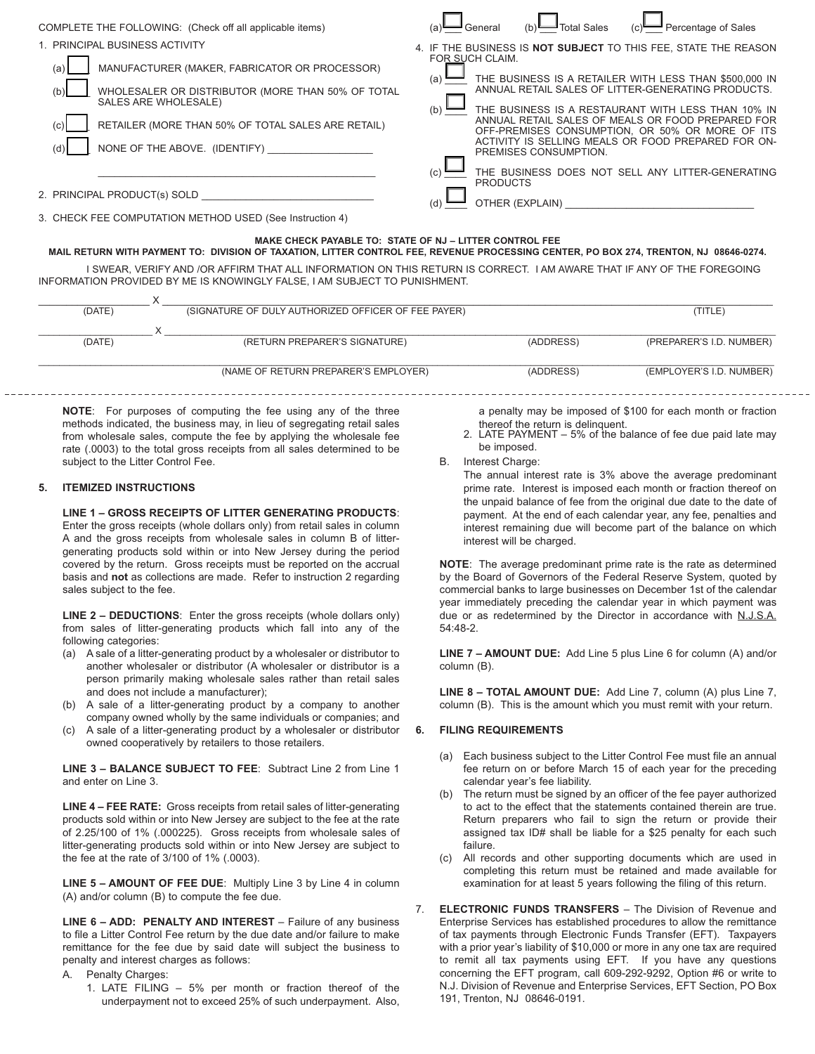COMPLETE THE FOLLOWING: (Check off all applicable items)

1. PRINCIPAL BUSINESS ACTIVITY

   (a) ☐ MANUFACTURER (MAKER, FABRICATOR OR PROCESSOR)

   (b) ☐ WHOLESALER OR DISTRIBUTOR (MORE THAN 50% OF TOTAL SALES ARE WHOLESALE)

   (c) ☐ RETAILER (MORE THAN 50% OF TOTAL SALES ARE RETAIL)

   (d) ☐ NONE OF THE ABOVE. (IDENTIFY) ___________________

   ___________________________________________________

2. PRINCIPAL PRODUCT(s) SOLD ________________________________

3. CHECK FEE COMPUTATION METHOD USED (See Instruction 4)

   (a) ☐ General (b) ☐ Total Sales (c) ☐ Percentage of Sales

4. IF THE BUSINESS IS **NOT SUBJECT** TO THIS FEE, STATE THE REASON FOR SUCH CLAIM.

   (a) ☐ THE BUSINESS IS A RETAILER WITH LESS THAN $500,000 IN ANNUAL RETAIL SALES OF LITTER-GENERATING PRODUCTS.

   (b) ☐ THE BUSINESS IS A RESTAURANT WITH LESS THAN 10% IN ANNUAL RETAIL SALES OF MEALS OR FOOD PREPARED FOR OFF-PREMISES CONSUMPTION, OR 50% OR MORE OF ITS ACTIVITY IS SELLING MEALS OR FOOD PREPARED FOR ON-PREMISES CONSUMPTION.

   (c) ☐ THE BUSINESS DOES NOT SELL ANY LITTER-GENERATING PRODUCTS

   (d) ☐ OTHER (EXPLAIN) __________________________________

**MAKE CHECK PAYABLE TO: STATE OF NJ – LITTER CONTROL FEE**
**MAIL RETURN WITH PAYMENT TO: DIVISION OF TAXATION, LITTER CONTROL FEE, REVENUE PROCESSING CENTER, PO BOX 274, TRENTON, NJ 08646-0274.**

I SWEAR, VERIFY AND /OR AFFIRM THAT ALL INFORMATION ON THIS RETURN IS CORRECT. I AM AWARE THAT IF ANY OF THE FOREGOING INFORMATION PROVIDED BY ME IS KNOWINGLY FALSE, I AM SUBJECT TO PUNISHMENT.

_________________ X ______________________________________________________________________________
(DATE) (SIGNATURE OF DULY AUTHORIZED OFFICER OF FEE PAYER) (TITLE)

_________________ X ______________________________________________________________________________
(DATE) (RETURN PREPARER'S SIGNATURE) (ADDRESS) (PREPARER'S I.D. NUMBER)

__________________________________________________________________________________________________
(NAME OF RETURN PREPARER'S EMPLOYER) (ADDRESS) (EMPLOYER'S I.D. NUMBER)

---

**NOTE**: For purposes of computing the fee using any of the three methods indicated, the business may, in lieu of segregating retail sales from wholesale sales, compute the fee by applying the wholesale fee rate (.0003) to the total gross receipts from all sales determined to be subject to the Litter Control Fee.

## 5. ITEMIZED INSTRUCTIONS

**LINE 1 – GROSS RECEIPTS OF LITTER GENERATING PRODUCTS**: Enter the gross receipts (whole dollars only) from retail sales in column A and the gross receipts from wholesale sales in column B of litter-generating products sold within or into New Jersey during the period covered by the return. Gross receipts must be reported on the accrual basis and **not** as collections are made. Refer to instruction 2 regarding sales subject to the fee.

**LINE 2 – DEDUCTIONS**: Enter the gross receipts (whole dollars only) from sales of litter-generating products which fall into any of the following categories:

(a) A sale of a litter-generating product by a wholesaler or distributor to another wholesaler or distributor (A wholesaler or distributor is a person primarily making wholesale sales rather than retail sales and does not include a manufacturer);
(b) A sale of a litter-generating product by a company to another company owned wholly by the same individuals or companies; and
(c) A sale of a litter-generating product by a wholesaler or distributor owned cooperatively by retailers to those retailers.

**LINE 3 – BALANCE SUBJECT TO FEE**: Subtract Line 2 from Line 1 and enter on Line 3.

**LINE 4 – FEE RATE:** Gross receipts from retail sales of litter-generating products sold within or into New Jersey are subject to the fee at the rate of 2.25/100 of 1% (.000225). Gross receipts from wholesale sales of litter-generating products sold within or into New Jersey are subject to the fee at the rate of 3/100 of 1% (.0003).

**LINE 5 – AMOUNT OF FEE DUE**: Multiply Line 3 by Line 4 in column (A) and/or column (B) to compute the fee due.

**LINE 6 – ADD: PENALTY AND INTEREST** – Failure of any business to file a Litter Control Fee return by the due date and/or failure to make remittance for the fee due by said date will subject the business to penalty and interest charges as follows:

A. Penalty Charges:
   1. LATE FILING – 5% per month or fraction thereof of the underpayment not to exceed 25% of such underpayment. Also, a penalty may be imposed of $100 for each month or fraction thereof the return is delinquent.
   2. LATE PAYMENT – 5% of the balance of fee due paid late may be imposed.

B. Interest Charge:
   The annual interest rate is 3% above the average predominant prime rate. Interest is imposed each month or fraction thereof on the unpaid balance of fee from the original due date to the date of payment. At the end of each calendar year, any fee, penalties and interest remaining due will become part of the balance on which interest will be charged.

**NOTE**: The average predominant prime rate is the rate as determined by the Board of Governors of the Federal Reserve System, quoted by commercial banks to large businesses on December 1st of the calendar year immediately preceding the calendar year in which payment was due or as redetermined by the Director in accordance with N.J.S.A. 54:48-2.

**LINE 7 – AMOUNT DUE:** Add Line 5 plus Line 6 for column (A) and/or column (B).

**LINE 8 – TOTAL AMOUNT DUE:** Add Line 7, column (A) plus Line 7, column (B). This is the amount which you must remit with your return.

## 6. FILING REQUIREMENTS

(a) Each business subject to the Litter Control Fee must file an annual fee return on or before March 15 of each year for the preceding calendar year's fee liability.
(b) The return must be signed by an officer of the fee payer authorized to act to the effect that the statements contained therein are true. Return preparers who fail to sign the return or provide their assigned tax ID# shall be liable for a $25 penalty for each such failure.
(c) All records and other supporting documents which are used in completing this return must be retained and made available for examination for at least 5 years following the filing of this return.

7. **ELECTRONIC FUNDS TRANSFERS** – The Division of Revenue and Enterprise Services has established procedures to allow the remittance of tax payments through Electronic Funds Transfer (EFT). Taxpayers with a prior year's liability of $10,000 or more in any one tax are required to remit all tax payments using EFT. If you have any questions concerning the EFT program, call 609-292-9292, Option #6 or write to N.J. Division of Revenue and Enterprise Services, EFT Section, PO Box 191, Trenton, NJ 08646-0191.